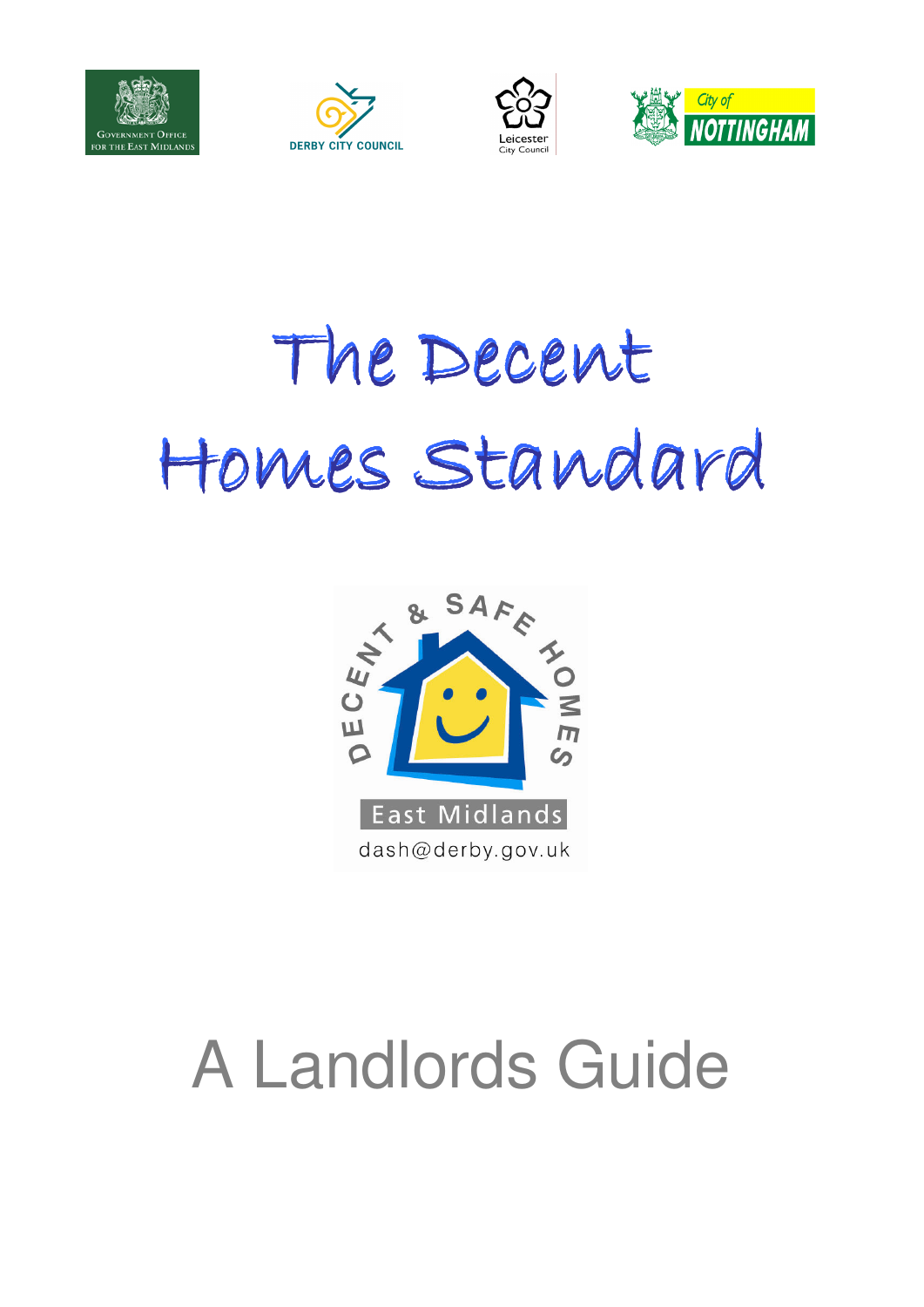GOVERNMENT OFFICE FOR THE EAST MIDLANDS

DERBY CITY COUNCIL

Leicester City Council

City of NOTTINGHAM

# The Decent Homes Standard

DECENT & SAFE HOMES

East Midlands

dash@derby.gov.uk

## A Landlords Guide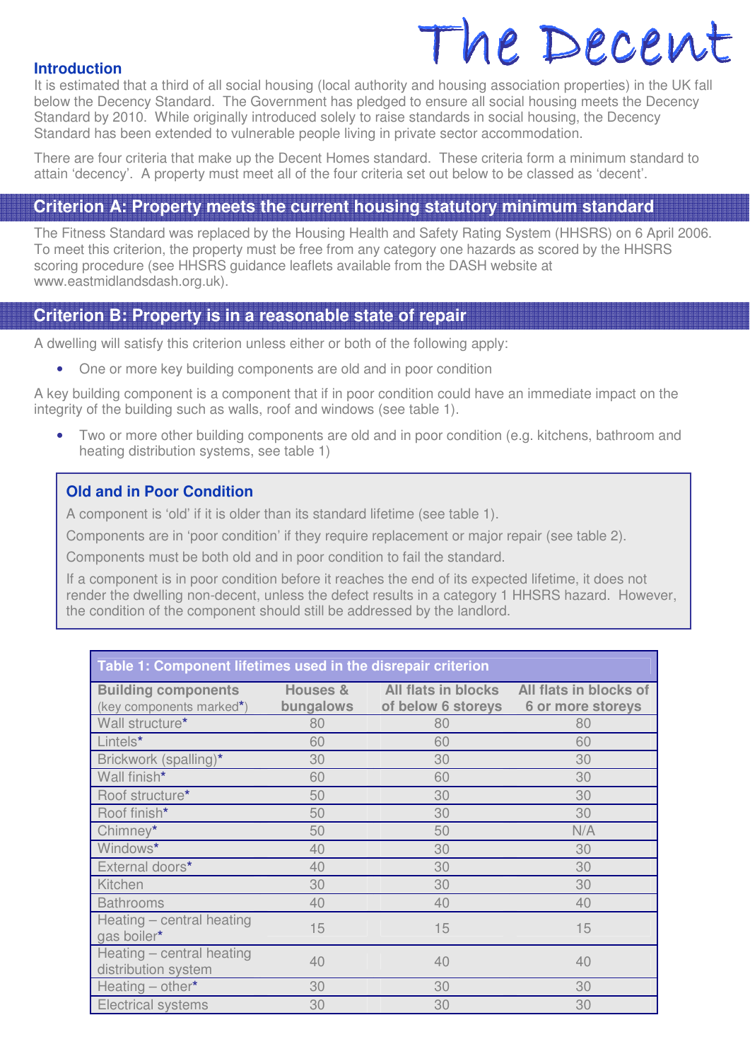# The Decent

## Introduction

It is estimated that a third of all social housing (local authority and housing association properties) in the UK fall below the Decency Standard. The Government has pledged to ensure all social housing meets the Decency Standard by 2010. While originally introduced solely to raise standards in social housing, the Decency Standard has been extended to vulnerable people living in private sector accommodation.

There are four criteria that make up the Decent Homes standard. These criteria form a minimum standard to attain 'decency'. A property must meet all of the four criteria set out below to be classed as 'decent'.

## Criterion A: Property meets the current housing statutory minimum standard

The Fitness Standard was replaced by the Housing Health and Safety Rating System (HHSRS) on 6 April 2006. To meet this criterion, the property must be free from any category one hazards as scored by the HHSRS scoring procedure (see HHSRS guidance leaflets available from the DASH website at www.eastmidlandsdash.org.uk).

## Criterion B: Property is in a reasonable state of repair

A dwelling will satisfy this criterion unless either or both of the following apply:

- One or more key building components are old and in poor condition

A key building component is a component that if in poor condition could have an immediate impact on the integrity of the building such as walls, roof and windows (see table 1).

- Two or more other building components are old and in poor condition (e.g. kitchens, bathroom and heating distribution systems, see table 1)

### Old and in Poor Condition

A component is 'old' if it is older than its standard lifetime (see table 1).

Components are in 'poor condition' if they require replacement or major repair (see table 2).

Components must be both old and in poor condition to fail the standard.

If a component is in poor condition before it reaches the end of its expected lifetime, it does not render the dwelling non-decent, unless the defect results in a category 1 HHSRS hazard. However, the condition of the component should still be addressed by the landlord.

**Table 1: Component lifetimes used in the disrepair criterion**

| Building components (key components marked*) | Houses & bungalows | All flats in blocks of below 6 storeys | All flats in blocks of 6 or more storeys |
|---|---|---|---|
| Wall structure* | 80 | 80 | 80 |
| Lintels* | 60 | 60 | 60 |
| Brickwork (spalling)* | 30 | 30 | 30 |
| Wall finish* | 60 | 60 | 30 |
| Roof structure* | 50 | 30 | 30 |
| Roof finish* | 50 | 30 | 30 |
| Chimney* | 50 | 50 | N/A |
| Windows* | 40 | 30 | 30 |
| External doors* | 40 | 30 | 30 |
| Kitchen | 30 | 30 | 30 |
| Bathrooms | 40 | 40 | 40 |
| Heating – central heating gas boiler* | 15 | 15 | 15 |
| Heating – central heating distribution system | 40 | 40 | 40 |
| Heating – other* | 30 | 30 | 30 |
| Electrical systems | 30 | 30 | 30 |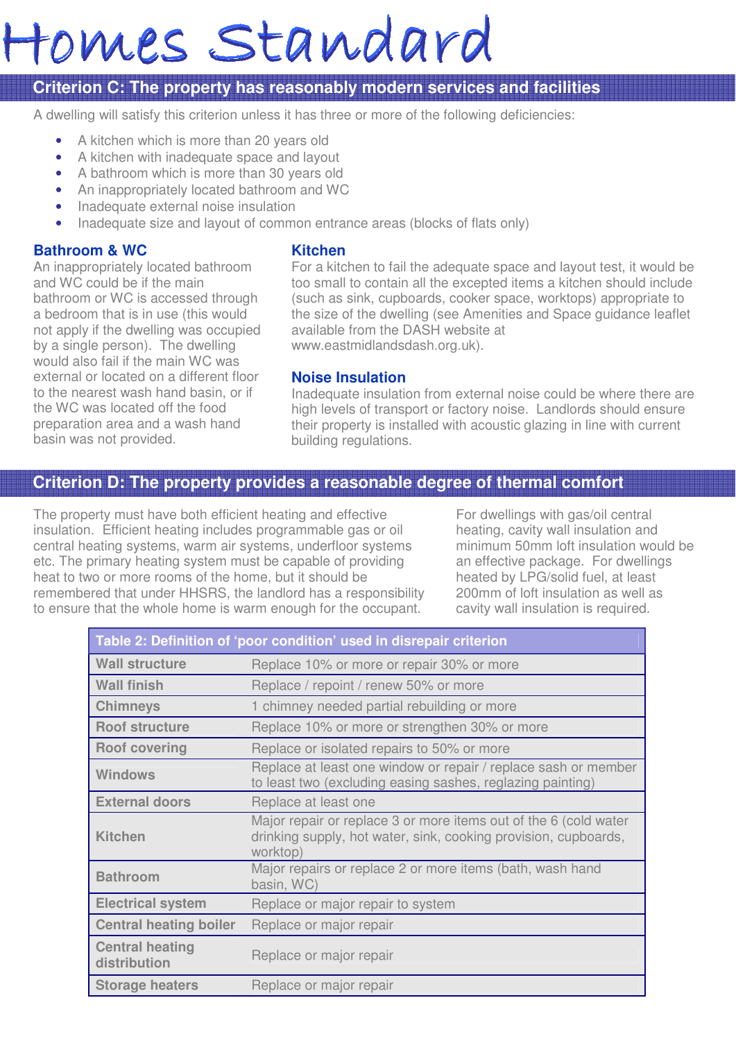# Homes Standard

## Criterion C: The property has reasonably modern services and facilities

A dwelling will satisfy this criterion unless it has three or more of the following deficiencies:

- A kitchen which is more than 20 years old
- A kitchen with inadequate space and layout
- A bathroom which is more than 30 years old
- An inappropriately located bathroom and WC
- Inadequate external noise insulation
- Inadequate size and layout of common entrance areas (blocks of flats only)

### Bathroom & WC

An inappropriately located bathroom and WC could be if the main bathroom or WC is accessed through a bedroom that is in use (this would not apply if the dwelling was occupied by a single person). The dwelling would also fail if the main WC was external or located on a different floor to the nearest wash hand basin, or if the WC was located off the food preparation area and a wash hand basin was not provided.

### Kitchen

For a kitchen to fail the adequate space and layout test, it would be too small to contain all the excepted items a kitchen should include (such as sink, cupboards, cooker space, worktops) appropriate to the size of the dwelling (see Amenities and Space guidance leaflet available from the DASH website at www.eastmidlandsdash.org.uk).

### Noise Insulation

Inadequate insulation from external noise could be where there are high levels of transport or factory noise. Landlords should ensure their property is installed with acoustic glazing in line with current building regulations.

## Criterion D: The property provides a reasonable degree of thermal comfort

The property must have both efficient heating and effective insulation. Efficient heating includes programmable gas or oil central heating systems, warm air systems, underfloor systems etc. The primary heating system must be capable of providing heat to two or more rooms of the home, but it should be remembered that under HHSRS, the landlord has a responsibility to ensure that the whole home is warm enough for the occupant.

For dwellings with gas/oil central heating, cavity wall insulation and minimum 50mm loft insulation would be an effective package. For dwellings heated by LPG/solid fuel, at least 200mm of loft insulation as well as cavity wall insulation is required.

| Table 2: Definition of 'poor condition' used in disrepair criterion | |
|---|---|
| **Wall structure** | Replace 10% or more or repair 30% or more |
| **Wall finish** | Replace / repoint / renew 50% or more |
| **Chimneys** | 1 chimney needed partial rebuilding or more |
| **Roof structure** | Replace 10% or more or strengthen 30% or more |
| **Roof covering** | Replace or isolated repairs to 50% or more |
| **Windows** | Replace at least one window or repair / replace sash or member to least two (excluding easing sashes, reglazing painting) |
| **External doors** | Replace at least one |
| **Kitchen** | Major repair or replace 3 or more items out of the 6 (cold water drinking supply, hot water, sink, cooking provision, cupboards, worktop) |
| **Bathroom** | Major repairs or replace 2 or more items (bath, wash hand basin, WC) |
| **Electrical system** | Replace or major repair to system |
| **Central heating boiler** | Replace or major repair |
| **Central heating distribution** | Replace or major repair |
| **Storage heaters** | Replace or major repair |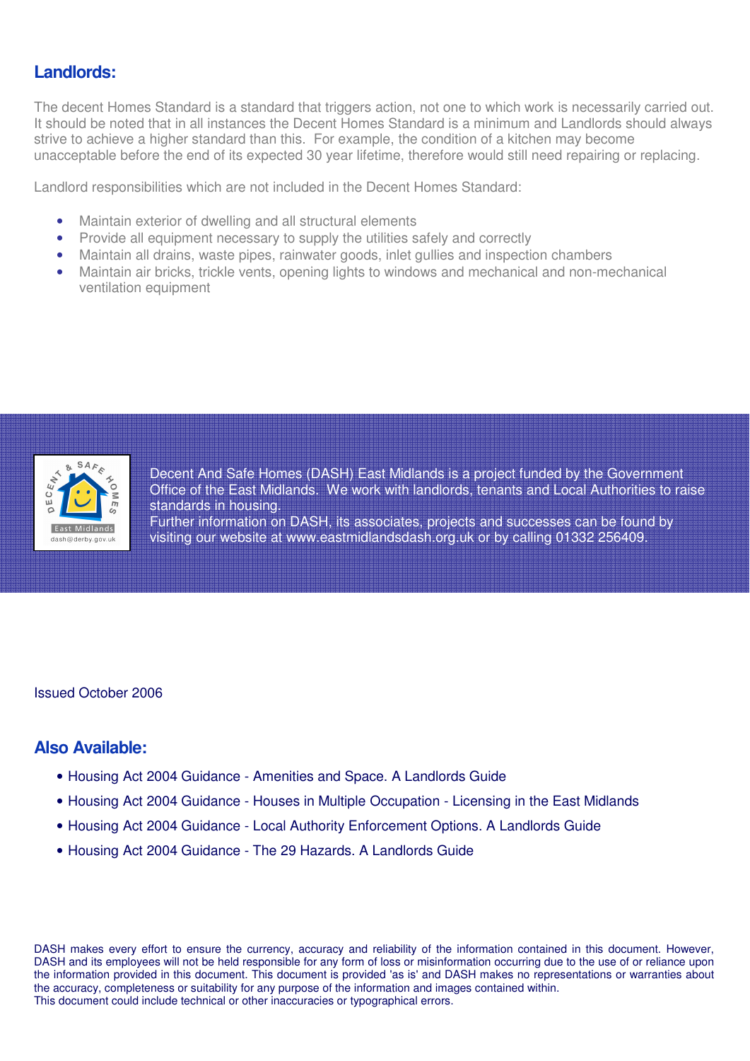## Landlords:

The decent Homes Standard is a standard that triggers action, not one to which work is necessarily carried out. It should be noted that in all instances the Decent Homes Standard is a minimum and Landlords should always strive to achieve a higher standard than this. For example, the condition of a kitchen may become unacceptable before the end of its expected 30 year lifetime, therefore would still need repairing or replacing.

Landlord responsibilities which are not included in the Decent Homes Standard:

- Maintain exterior of dwelling and all structural elements
- Provide all equipment necessary to supply the utilities safely and correctly
- Maintain all drains, waste pipes, rainwater goods, inlet gullies and inspection chambers
- Maintain air bricks, trickle vents, opening lights to windows and mechanical and non-mechanical ventilation equipment

Decent And Safe Homes (DASH) East Midlands is a project funded by the Government Office of the East Midlands. We work with landlords, tenants and Local Authorities to raise standards in housing.
Further information on DASH, its associates, projects and successes can be found by visiting our website at www.eastmidlandsdash.org.uk or by calling 01332 256409.

Issued October 2006

## Also Available:

- Housing Act 2004 Guidance - Amenities and Space. A Landlords Guide
- Housing Act 2004 Guidance - Houses in Multiple Occupation - Licensing in the East Midlands
- Housing Act 2004 Guidance - Local Authority Enforcement Options. A Landlords Guide
- Housing Act 2004 Guidance - The 29 Hazards. A Landlords Guide

DASH makes every effort to ensure the currency, accuracy and reliability of the information contained in this document. However, DASH and its employees will not be held responsible for any form of loss or misinformation occurring due to the use of or reliance upon the information provided in this document. This document is provided 'as is' and DASH makes no representations or warranties about the accuracy, completeness or suitability for any purpose of the information and images contained within.
This document could include technical or other inaccuracies or typographical errors.